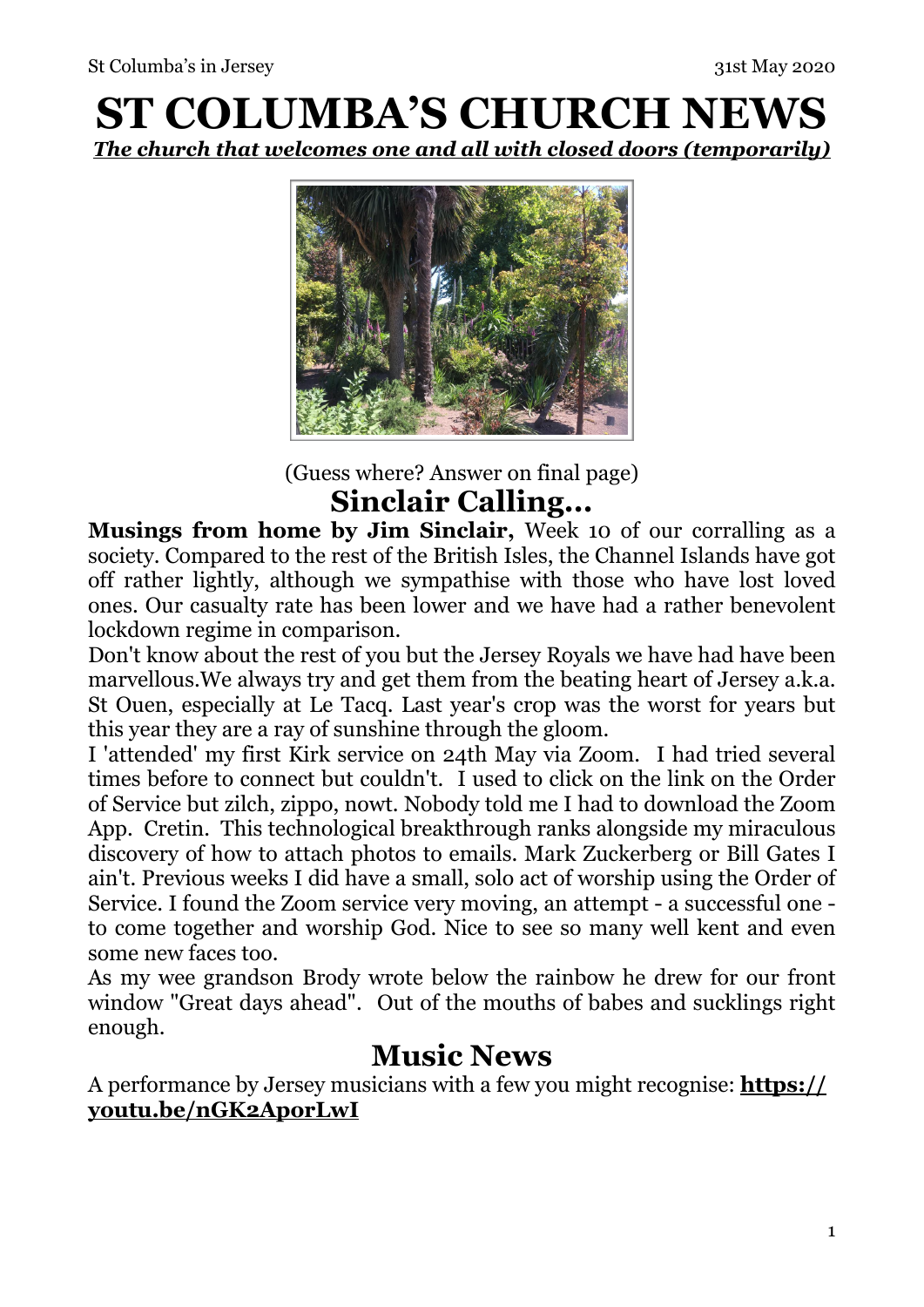# ST COLUMBA'S CHURCH NEWS

***The church that welcomes one and all with closed doors (temporarily)***

(Guess where? Answer on final page)

## Sinclair Calling...

**Musings from home by Jim Sinclair,** Week 10 of our corralling as a society. Compared to the rest of the British Isles, the Channel Islands have got off rather lightly, although we sympathise with those who have lost loved ones. Our casualty rate has been lower and we have had a rather benevolent lockdown regime in comparison.

Don't know about the rest of you but the Jersey Royals we have had have been marvellous.We always try and get them from the beating heart of Jersey a.k.a. St Ouen, especially at Le Tacq. Last year's crop was the worst for years but this year they are a ray of sunshine through the gloom.

I 'attended' my first Kirk service on 24th May via Zoom. I had tried several times before to connect but couldn't. I used to click on the link on the Order of Service but zilch, zippo, nowt. Nobody told me I had to download the Zoom App. Cretin. This technological breakthrough ranks alongside my miraculous discovery of how to attach photos to emails. Mark Zuckerberg or Bill Gates I ain't. Previous weeks I did have a small, solo act of worship using the Order of Service. I found the Zoom service very moving, an attempt - a successful one - to come together and worship God. Nice to see so many well kent and even some new faces too.

As my wee grandson Brody wrote below the rainbow he drew for our front window "Great days ahead". Out of the mouths of babes and sucklings right enough.

## Music News

A performance by Jersey musicians with a few you might recognise: **https://youtu.be/nGK2AporLwI**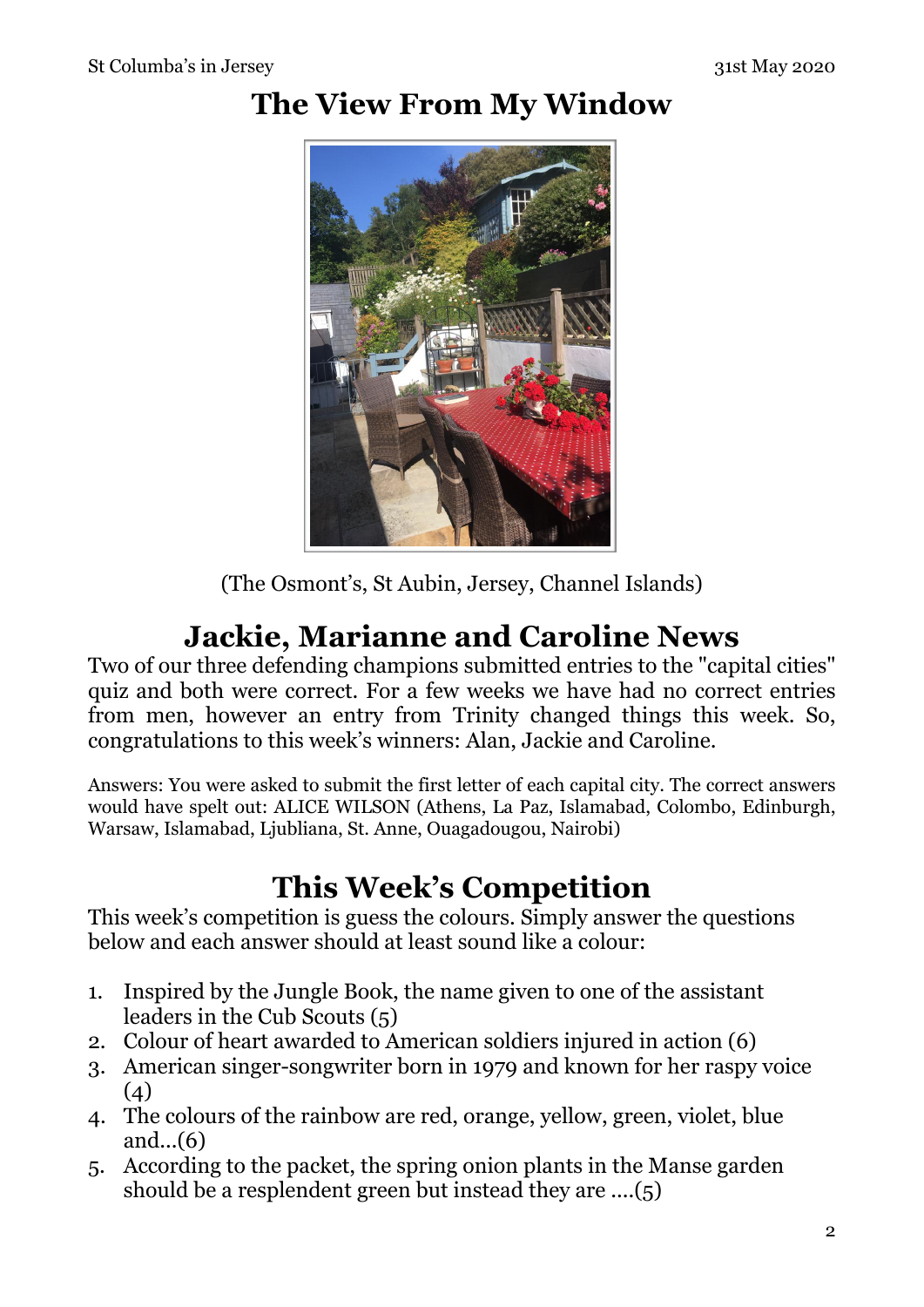# The View From My Window

(The Osmont's, St Aubin, Jersey, Channel Islands)

## Jackie, Marianne and Caroline News

Two of our three defending champions submitted entries to the "capital cities" quiz and both were correct. For a few weeks we have had no correct entries from men, however an entry from Trinity changed things this week. So, congratulations to this week's winners: Alan, Jackie and Caroline.

Answers: You were asked to submit the first letter of each capital city. The correct answers would have spelt out: ALICE WILSON (Athens, La Paz, Islamabad, Colombo, Edinburgh, Warsaw, Islamabad, Ljubliana, St. Anne, Ouagadougou, Nairobi)

## This Week's Competition

This week's competition is guess the colours. Simply answer the questions below and each answer should at least sound like a colour:

1. Inspired by the Jungle Book, the name given to one of the assistant leaders in the Cub Scouts (5)
2. Colour of heart awarded to American soldiers injured in action (6)
3. American singer-songwriter born in 1979 and known for her raspy voice (4)
4. The colours of the rainbow are red, orange, yellow, green, violet, blue and...(6)
5. According to the packet, the spring onion plants in the Manse garden should be a resplendent green but instead they are ....(5)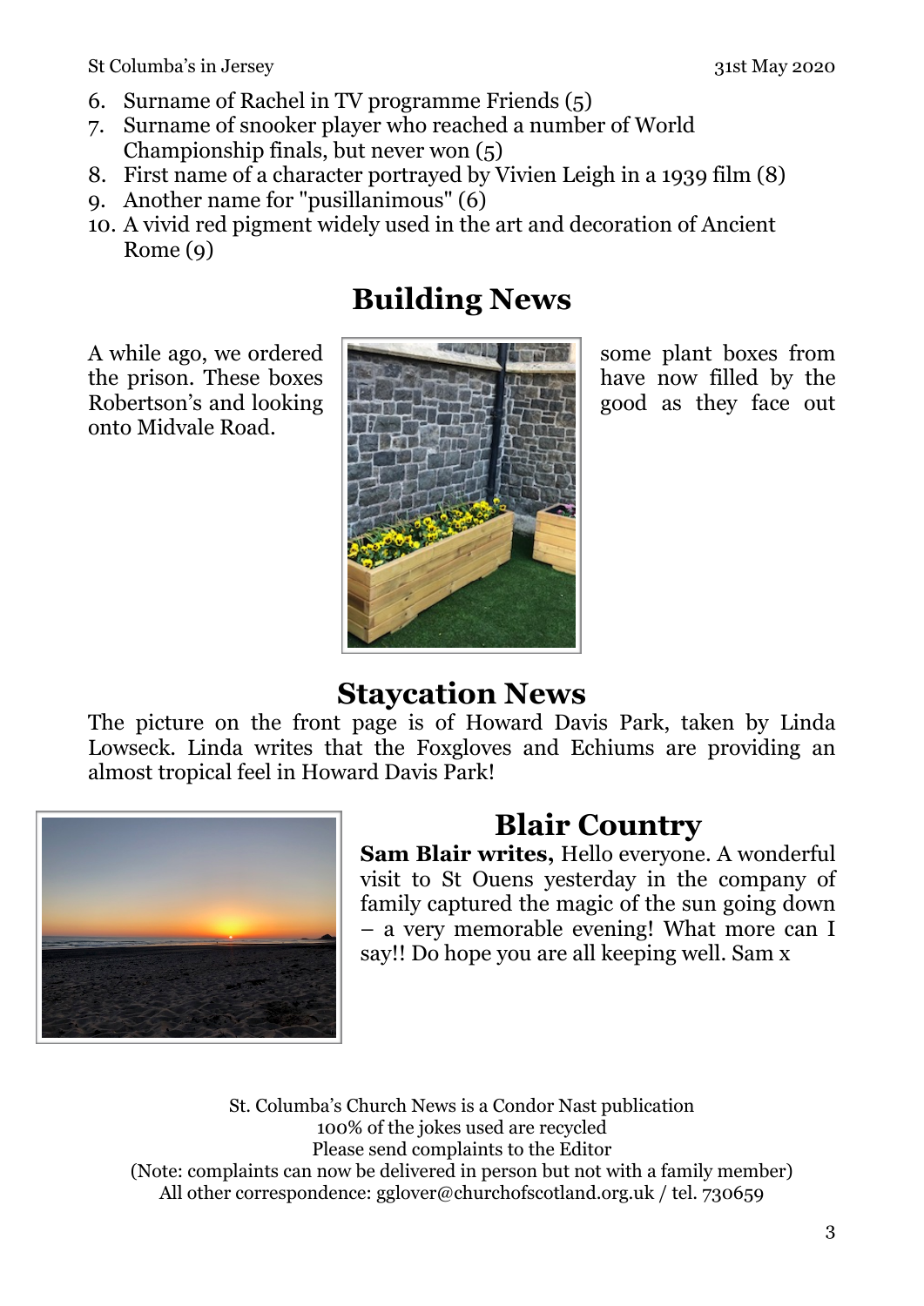6. Surname of Rachel in TV programme Friends (5)
7. Surname of snooker player who reached a number of World Championship finals, but never won (5)
8. First name of a character portrayed by Vivien Leigh in a 1939 film (8)
9. Another name for "pusillanimous" (6)
10. A vivid red pigment widely used in the art and decoration of Ancient Rome (9)

## Building News

A while ago, we ordered some plant boxes from the prison. These boxes have now filled by the Robertson's and looking good as they face out onto Midvale Road.

## Staycation News

The picture on the front page is of Howard Davis Park, taken by Linda Lowseck. Linda writes that the Foxgloves and Echiums are providing an almost tropical feel in Howard Davis Park!

## Blair Country

**Sam Blair writes,** Hello everyone. A wonderful visit to St Ouens yesterday in the company of family captured the magic of the sun going down – a very memorable evening! What more can I say!! Do hope you are all keeping well. Sam x

St. Columba's Church News is a Condor Nast publication
100% of the jokes used are recycled
Please send complaints to the Editor
(Note: complaints can now be delivered in person but not with a family member)
All other correspondence: gglover@churchofscotland.org.uk / tel. 730659